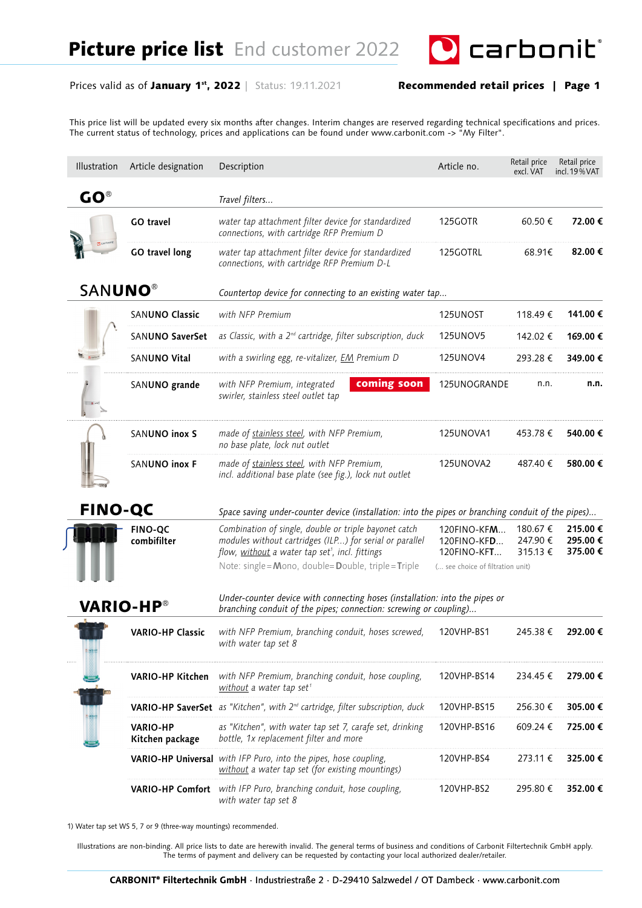# **Picture price list** End customer 2022

carbonit®

Prices valid as of **January 1st, 2022** | Status: 19.11.2021

**Recommended retail prices | Page 1**

This price list will be updated every six months after changes. Interim changes are reserved regarding technical specifications and prices. The current status of technology, prices and applications can be found under www.carbonit.com -> "My Filter".

| Illustration | Article designation | Description | Article no. | Retail price excl. VAT | Retail price incl. 19% VAT |
|---|---|---|---|---|---|
| **GO®** | | *Travel filters...* | | | |
| | **GO travel** | *water tap attachment filter device for standardized connections, with cartridge RFP Premium D* | 125GOTR | 60.50 € | **72.00 €** |
| | **GO travel long** | *water tap attachment filter device for standardized connections, with cartridge RFP Premium D-L* | 125GOTRL | 68.91€ | **82.00 €** |
| **SANUNO®** | | *Countertop device for connecting to an existing water tap...* | | | |
| | **SANUNO Classic** | *with NFP Premium* | 125UNOST | 118.49 € | **141.00 €** |
| | **SANUNO SaverSet** | *as Classic, with a 2nd cartridge, filter subscription, duck* | 125UNOV5 | 142.02 € | **169.00 €** |
| | **SANUNO Vital** | *with a swirling egg, re-vitalizer, EM Premium D* | 125UNOV4 | 293.28 € | **349.00 €** |
| | **SANUNO grande** | *with NFP Premium, integrated swirler, stainless steel outlet tap* **coming soon** | 125UNOGRANDE | n.n. | **n.n.** |
| | **SANUNO inox S** | *made of stainless steel, with NFP Premium, no base plate, lock nut outlet* | 125UNOVA1 | 453.78 € | **540.00 €** |
| | **SANUNO inox F** | *made of stainless steel, with NFP Premium, incl. additional base plate (see fig.), lock nut outlet* | 125UNOVA2 | 487.40 € | **580.00 €** |
| **FINO-QC** | | *Space saving under-counter device (installation: into the pipes or branching conduit of the pipes)...* | | | |
| | **FINO-QC combifilter** | *Combination of single, double or triple bayonet catch modules without cartridges (ILP...) for serial or parallel flow, without a water tap set1, incl. fittings* Note: single=**M**ono, double=**D**ouble, triple=**T**riple | 120FINO-KF**M**... 120FINO-KF**D**... 120FINO-KF**T**... (... see choice of filtration unit) | 180.67 € 247.90 € 315.13 € | **215.00 €** **295.00 €** **375.00 €** |
| **VARIO-HP®** | | *Under-counter device with connecting hoses (installation: into the pipes or branching conduit of the pipes; connection: screwing or coupling)...* | | | |
| | **VARIO-HP Classic** | *with NFP Premium, branching conduit, hoses screwed, with water tap set 8* | 120VHP-BS1 | 245.38 € | **292.00 €** |
| | **VARIO-HP Kitchen** | *with NFP Premium, branching conduit, hose coupling, without a water tap set1* | 120VHP-BS14 | 234.45 € | **279.00 €** |
| | **VARIO-HP SaverSet** | *as "Kitchen", with 2nd cartridge, filter subscription, duck* | 120VHP-BS15 | 256.30 € | **305.00 €** |
| | **VARIO-HP Kitchen package** | *as "Kitchen", with water tap set 7, carafe set, drinking bottle, 1x replacement filter and more* | 120VHP-BS16 | 609.24 € | **725.00 €** |
| | **VARIO-HP Universal** | *with IFP Puro, into the pipes, hose coupling, without a water tap set (for existing mountings)* | 120VHP-BS4 | 273.11 € | **325.00 €** |
| | **VARIO-HP Comfort** | *with IFP Puro, branching conduit, hose coupling, with water tap set 8* | 120VHP-BS2 | 295.80 € | **352.00 €** |

1) Water tap set WS 5, 7 or 9 (three-way mountings) recommended.

Illustrations are non-binding. All price lists to date are herewith invalid. The general terms of business and conditions of Carbonit Filtertechnik GmbH apply. The terms of payment and delivery can be requested by contacting your local authorized dealer/retailer.

**CARBONIT® Filtertechnik GmbH** · Industriestraße 2 · D-29410 Salzwedel / OT Dambeck · www.carbonit.com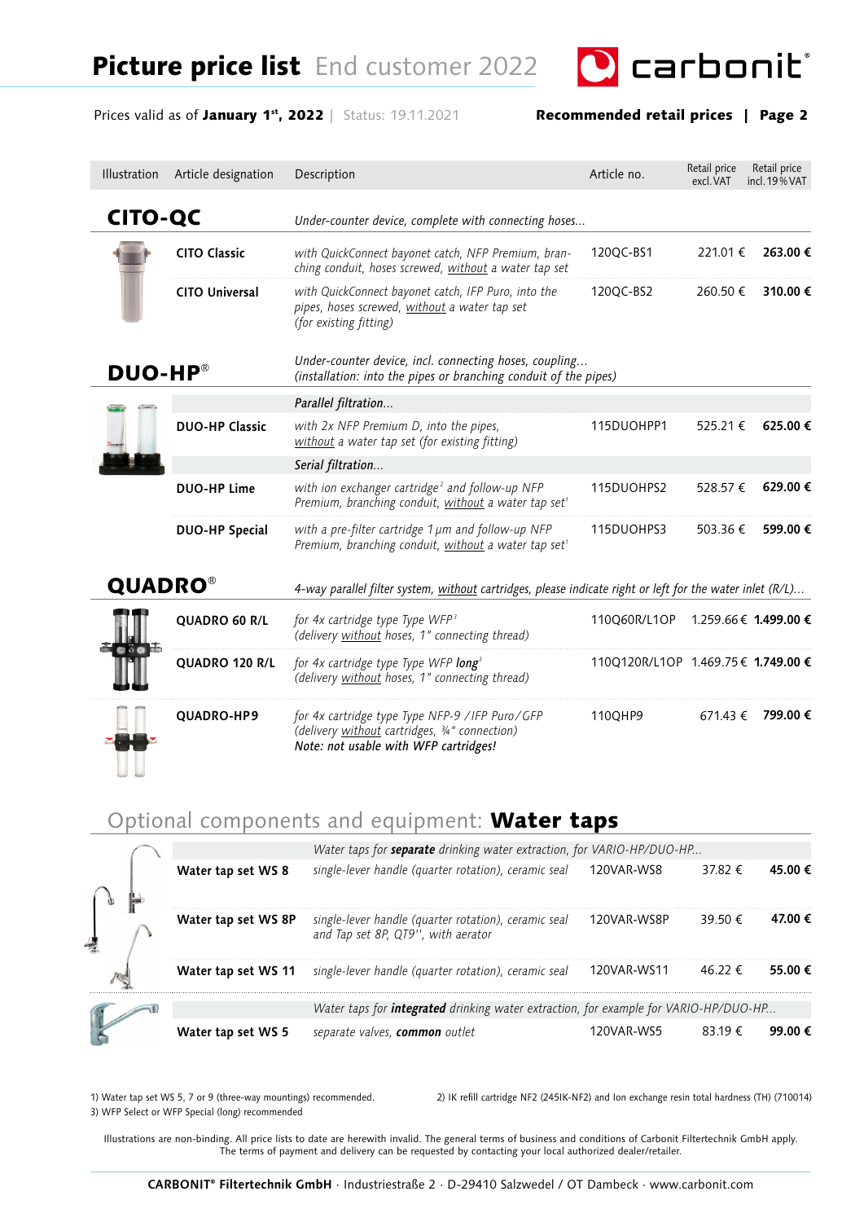# Picture price list End customer 2022

Prices valid as of **January 1st, 2022** | Status: 19.11.2021

**Recommended retail prices | Page 2**

| Illustration | Article designation | Description | Article no. | Retail price excl. VAT | Retail price incl. 19 % VAT |
|---|---|---|---|---|---|
| **CITO-QC** | | *Under-counter device, complete with connecting hoses...* | | | |
| | **CITO Classic** | *with QuickConnect bayonet catch, NFP Premium, branching conduit, hoses screwed, without a water tap set* | 120QC-BS1 | 221.01 € | **263.00 €** |
| | **CITO Universal** | *with QuickConnect bayonet catch, IFP Puro, into the pipes, hoses screwed, without a water tap set (for existing fitting)* | 120QC-BS2 | 260.50 € | **310.00 €** |
| **DUO-HP®** | | *Under-counter device, incl. connecting hoses, coupling... (installation: into the pipes or branching conduit of the pipes)* | | | |
| | | *Parallel filtration...* | | | |
| | **DUO-HP Classic** | *with 2x NFP Premium D, into the pipes, without a water tap set (for existing fitting)* | 115DUOHPP1 | 525.21 € | **625.00 €** |
| | | *Serial filtration...* | | | |
| | **DUO-HP Lime** | *with ion exchanger cartridge[2] and follow-up NFP Premium, branching conduit, without a water tap set[1]* | 115DUOHPS2 | 528.57 € | **629.00 €** |
| | **DUO-HP Special** | *with a pre-filter cartridge 1 µm and follow-up NFP Premium, branching conduit, without a water tap set[1]* | 115DUOHPS3 | 503.36 € | **599.00 €** |
| **QUADRO®** | | *4-way parallel filter system, without cartridges, please indicate right or left for the water inlet (R/L)...* | | | |
| | **QUADRO 60 R/L** | *for 4x cartridge type Type WFP[3] (delivery without hoses, 1" connecting thread)* | 110Q60R/L1OP | 1.259.66 € | **1.499.00 €** |
| | **QUADRO 120 R/L** | *for 4x cartridge type Type WFP **long**[3] (delivery without hoses, 1" connecting thread)* | 110Q120R/L1OP | 1.469.75 € | **1.749.00 €** |
| | **QUADRO-HP9** | *for 4x cartridge type Type NFP-9 / IFP Puro / GFP (delivery without cartridges, ¾" connection) Note: not usable with WFP cartridges!* | 110QHP9 | 671.43 € | **799.00 €** |

## Optional components and equipment: **Water taps**

| Illustration | Article designation | Description | Article no. | Retail price excl. VAT | Retail price incl. 19 % VAT |
|---|---|---|---|---|---|
| | | *Water taps for **separate** drinking water extraction, for VARIO-HP/DUO-HP...* | | | |
| | **Water tap set WS 8** | *single-lever handle (quarter rotation), ceramic seal* | 120VAR-WS8 | 37.82 € | **45.00 €** |
| | **Water tap set WS 8P** | *single-lever handle (quarter rotation), ceramic seal and Tap set 8P, QT9", with aerator* | 120VAR-WS8P | 39.50 € | **47.00 €** |
| | **Water tap set WS 11** | *single-lever handle (quarter rotation), ceramic seal* | 120VAR-WS11 | 46.22 € | **55.00 €** |
| | | *Water taps for **integrated** drinking water extraction, for example for VARIO-HP/DUO-HP...* | | | |
| | **Water tap set WS 5** | *separate valves, **common** outlet* | 120VAR-WS5 | 83.19 € | **99.00 €** |

1) Water tap set WS 5, 7 or 9 (three-way mountings) recommended.
2) IK refill cartridge NF2 (245IK-NF2) and Ion exchange resin total hardness (TH) (710014)
3) WFP Select or WFP Special (long) recommended

Illustrations are non-binding. All price lists to date are herewith invalid. The general terms of business and conditions of Carbonit Filtertechnik GmbH apply. The terms of payment and delivery can be requested by contacting your local authorized dealer/retailer.

**CARBONIT® Filtertechnik GmbH** · Industriestraße 2 · D-29410 Salzwedel / OT Dambeck · www.carbonit.com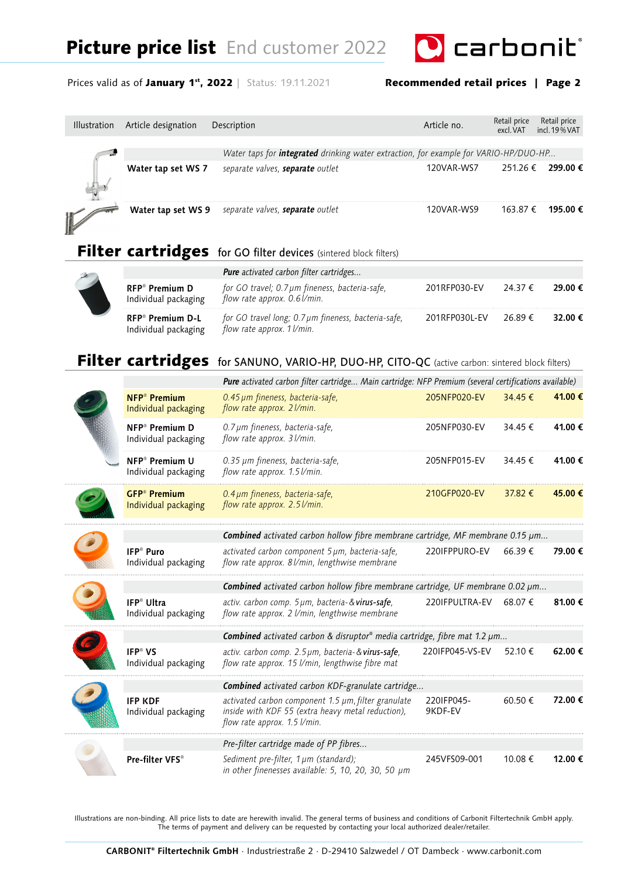# **Picture price list** End customer 2022

Prices valid as of **January 1st, 2022** | Status: 19.11.2021

**Recommended retail prices | Page 2**

| Illustration | Article designation | Description | Article no. | Retail price excl. VAT | Retail price incl. 19% VAT |
|---|---|---|---|---|---|
| | | *Water taps for **integrated** drinking water extraction, for example for VARIO-HP/DUO-HP...* | | | |
| | **Water tap set WS 7** | *separate valves, **separate** outlet* | 120VAR-WS7 | 251.26 € | **299.00 €** |
| | **Water tap set WS 9** | *separate valves, **separate** outlet* | 120VAR-WS9 | 163.87 € | **195.00 €** |

## **Filter cartridges** for GO filter devices (sintered block filters)

| Illustration | Article designation | Description | Article no. | Retail price excl. VAT | Retail price incl. 19% VAT |
|---|---|---|---|---|---|
| | | ***Pure** activated carbon filter cartridges...* | | | |
| | **RFP® Premium D** Individual packaging | *for GO travel; 0.7 µm fineness, bacteria-safe, flow rate approx. 0.6 l/min.* | 201RFP030-EV | 24.37 € | **29.00 €** |
| | **RFP® Premium D-L** Individual packaging | *for GO travel long; 0.7 µm fineness, bacteria-safe, flow rate approx. 1 l/min.* | 201RFP030L-EV | 26.89 € | **32.00 €** |

## **Filter cartridges** for SANUNO, VARIO-HP, DUO-HP, CITO-QC (active carbon: sintered block filters)

| Illustration | Article designation | Description | Article no. | Retail price excl. VAT | Retail price incl. 19% VAT |
|---|---|---|---|---|---|
| | | ***Pure** activated carbon filter cartridge... Main cartridge: NFP Premium (several certifications available)* | | | |
| | **NFP® Premium** Individual packaging | *0.45 µm fineness, bacteria-safe, flow rate approx. 2 l/min.* | 205NFP020-EV | 34.45 € | **41.00 €** |
| | **NFP® Premium D** Individual packaging | *0.7 µm fineness, bacteria-safe, flow rate approx. 3 l/min.* | 205NFP030-EV | 34.45 € | **41.00 €** |
| | **NFP® Premium U** Individual packaging | *0.35 µm fineness, bacteria-safe, flow rate approx. 1.5 l/min.* | 205NFP015-EV | 34.45 € | **41.00 €** |
| | **GFP® Premium** Individual packaging | *0.4 µm fineness, bacteria-safe, flow rate approx. 2.5 l/min.* | 210GFP020-EV | 37.82 € | **45.00 €** |
| | | ***Combined** activated carbon hollow fibre membrane cartridge, MF membrane 0.15 µm...* | | | |
| | **IFP® Puro** Individual packaging | *activated carbon component 5 µm, bacteria-safe, flow rate approx. 8 l/min, lengthwise membrane* | 220IFPPURO-EV | 66.39 € | **79.00 €** |
| | | ***Combined** activated carbon hollow fibre membrane cartridge, UF membrane 0.02 µm...* | | | |
| | **IFP® Ultra** Individual packaging | *activ. carbon comp. 5 µm, bacteria- & **virus-safe**, flow rate approx. 2 l/min, lengthwise membrane* | 220IFPULTRA-EV | 68.07 € | **81.00 €** |
| | | ***Combined** activated carbon & disruptor® media cartridge, fibre mat 1.2 µm...* | | | |
| | **IFP® VS** Individual packaging | *activ. carbon comp. 2.5 µm, bacteria- & **virus-safe**, flow rate approx. 15 l/min, lengthwise fibre mat* | 220IFP045-VS-EV | 52.10 € | **62.00 €** |
| | | ***Combined** activated carbon KDF-granulate cartridge...* | | | |
| | **IFP KDF** Individual packaging | *activated carbon component 1.5 µm, filter granulate inside with KDF 55 (extra heavy metal reduction), flow rate approx. 1.5 l/min.* | 220IFP045-9KDF-EV | 60.50 € | **72.00 €** |
| | | *Pre-filter cartridge made of PP fibres...* | | | |
| | **Pre-filter VFS®** | *Sediment pre-filter, 1 µm (standard); in other finenesses available: 5, 10, 20, 30, 50 µm* | 245VFS09-001 | 10.08 € | **12.00 €** |

Illustrations are non-binding. All price lists to date are herewith invalid. The general terms of business and conditions of Carbonit Filtertechnik GmbH apply. The terms of payment and delivery can be requested by contacting your local authorized dealer/retailer.

**CARBONIT® Filtertechnik GmbH** · Industriestraße 2 · D-29410 Salzwedel / OT Dambeck · www.carbonit.com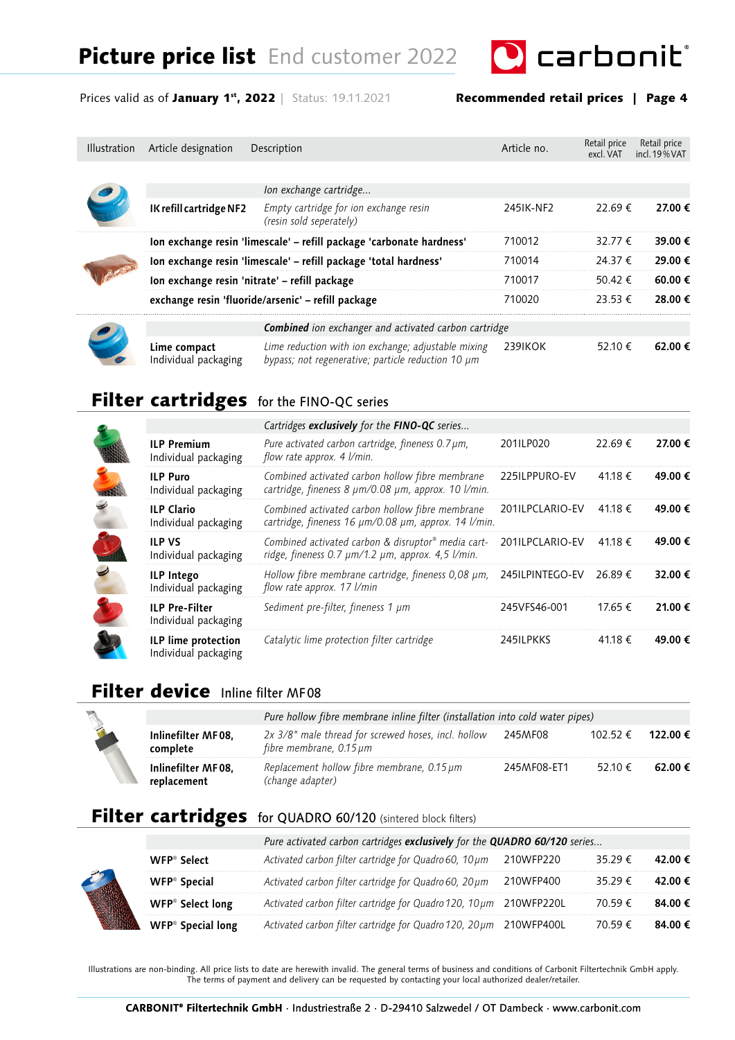# Picture price list End customer 2022

carbonit®

Prices valid as of **January 1st, 2022** | Status: 19.11.2021

**Recommended retail prices**

| Illustration | Article designation | Description | Article no. | Retail price excl. VAT | Retail price incl. 19 % VAT |
|---|---|---|---|---|---|
| | | *Ion exchange cartridge...* | | | |
| | **IK refill cartridge NF2** | *Empty cartridge for ion exchange resin (resin sold seperately)* | 245IK-NF2 | 22.69 € | **27.00 €** |
| | **Ion exchange resin 'limescale' – refill package 'carbonate hardness'** | | 710012 | 32.77 € | **39.00 €** |
| | **Ion exchange resin 'limescale' – refill package 'total hardness'** | | 710014 | 24.37 € | **29.00 €** |
| | **Ion exchange resin 'nitrate' – refill package** | | 710017 | 50.42 € | **60.00 €** |
| | **exchange resin 'fluoride/arsenic' – refill package** | | 710020 | 23.53 € | **28.00 €** |
| | | ***Combined** ion exchanger and activated carbon cartridge* | | | |
| | **Lime compact** Individual packaging | *Lime reduction with ion exchange; adjustable mixing bypass; not regenerative; particle reduction 10 µm* | 239IKOK | 52.10 € | **62.00 €** |

## Filter cartridges for the FINO-QC series

| Illustration | Article designation | Description | Article no. | Retail price excl. VAT | Retail price incl. 19 % VAT |
|---|---|---|---|---|---|
| | | *Cartridges **exclusively** for the **FINO-QC** series...* | | | |
| | **ILP Premium** Individual packaging | *Pure activated carbon cartridge, fineness 0.7 µm, flow rate approx. 4 l/min.* | 201ILP020 | 22.69 € | **27.00 €** |
| | **ILP Puro** Individual packaging | *Combined activated carbon hollow fibre membrane cartridge, fineness 8 µm/0.08 µm, approx. 10 l/min.* | 225ILPPURO-EV | 41.18 € | **49.00 €** |
| | **ILP Clario** Individual packaging | *Combined activated carbon hollow fibre membrane cartridge, fineness 16 µm/0.08 µm, approx. 14 l/min.* | 201ILPCLARIO-EV | 41.18 € | **49.00 €** |
| | **ILP VS** Individual packaging | *Combined activated carbon & disruptor® media cartridge, fineness 0.7 µm/1.2 µm, approx. 4,5 l/min.* | 201ILPCLARIO-EV | 41.18 € | **49.00 €** |
| | **ILP Intego** Individual packaging | *Hollow fibre membrane cartridge, fineness 0,08 µm, flow rate approx. 17 l/min* | 245ILPINTEGO-EV | 26.89 € | **32.00 €** |
| | **ILP Pre-Filter** Individual packaging | *Sediment pre-filter, fineness 1 µm* | 245VFS46-001 | 17.65 € | **21.00 €** |
| | **ILP lime protection** Individual packaging | *Catalytic lime protection filter cartridge* | 245ILPKKS | 41.18 € | **49.00 €** |

## Filter device Inline filter MF 08

| Illustration | Article designation | Description | Article no. | Retail price excl. VAT | Retail price incl. 19 % VAT |
|---|---|---|---|---|---|
| | | *Pure hollow fibre membrane inline filter (installation into cold water pipes)* | | | |
| | **Inlinefilter MF 08, complete** | *2x 3/8" male thread for screwed hoses, incl. hollow fibre membrane, 0.15 µm* | 245MF08 | 102.52 € | **122.00 €** |
| | **Inlinefilter MF 08, replacement** | *Replacement hollow fibre membrane, 0.15 µm (change adapter)* | 245MF08-ET1 | 52.10 € | **62.00 €** |

## Filter cartridges for QUADRO 60/120 (sintered block filters)

| Illustration | Article designation | Description | Article no. | Retail price excl. VAT | Retail price incl. 19 % VAT |
|---|---|---|---|---|---|
| | | *Pure activated carbon cartridges **exclusively** for the **QUADRO 60/120** series...* | | | |
| | **WFP® Select** | *Activated carbon filter cartridge for Quadro 60, 10 µm* | 210WFP220 | 35.29 € | **42.00 €** |
| | **WFP® Special** | *Activated carbon filter cartridge for Quadro 60, 20 µm* | 210WFP400 | 35.29 € | **42.00 €** |
| | **WFP® Select long** | *Activated carbon filter cartridge for Quadro 120, 10 µm* | 210WFP220L | 70.59 € | **84.00 €** |
| | **WFP® Special long** | *Activated carbon filter cartridge for Quadro 120, 20 µm* | 210WFP400L | 70.59 € | **84.00 €** |

Illustrations are non-binding. All price lists to date are herewith invalid. The general terms of business and conditions of Carbonit Filtertechnik GmbH apply. The terms of payment and delivery can be requested by contacting your local authorized dealer/retailer.

**CARBONIT® Filtertechnik GmbH** · Industriestraße 2 · D-29410 Salzwedel / OT Dambeck · www.carbonit.com